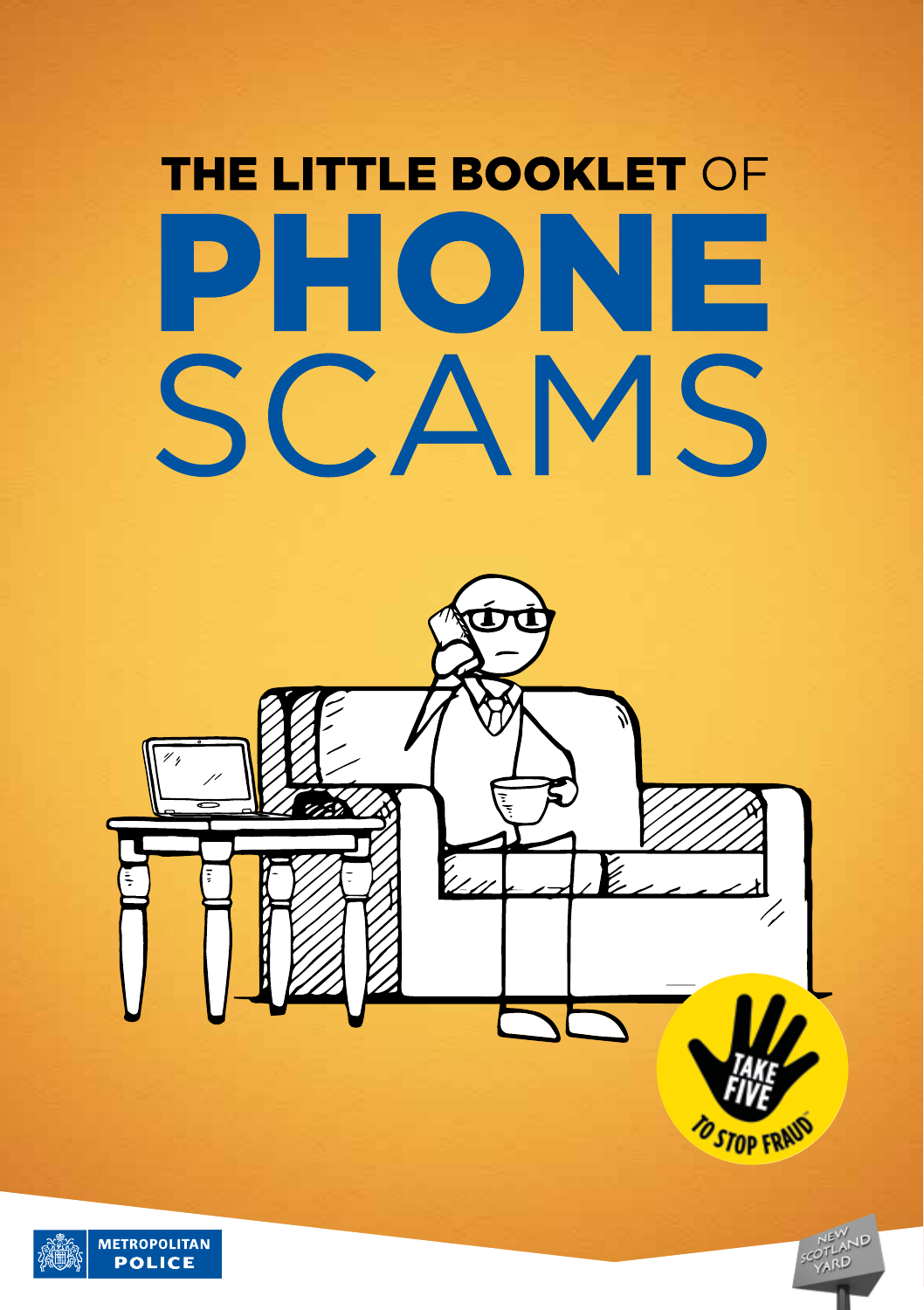# THE LITTLE BOOKLET OF PHONE SCAMS

TAKE FIVE TO STOP FRAUD

METROPOLITAN POLICE

NEW SCOTLAND YARD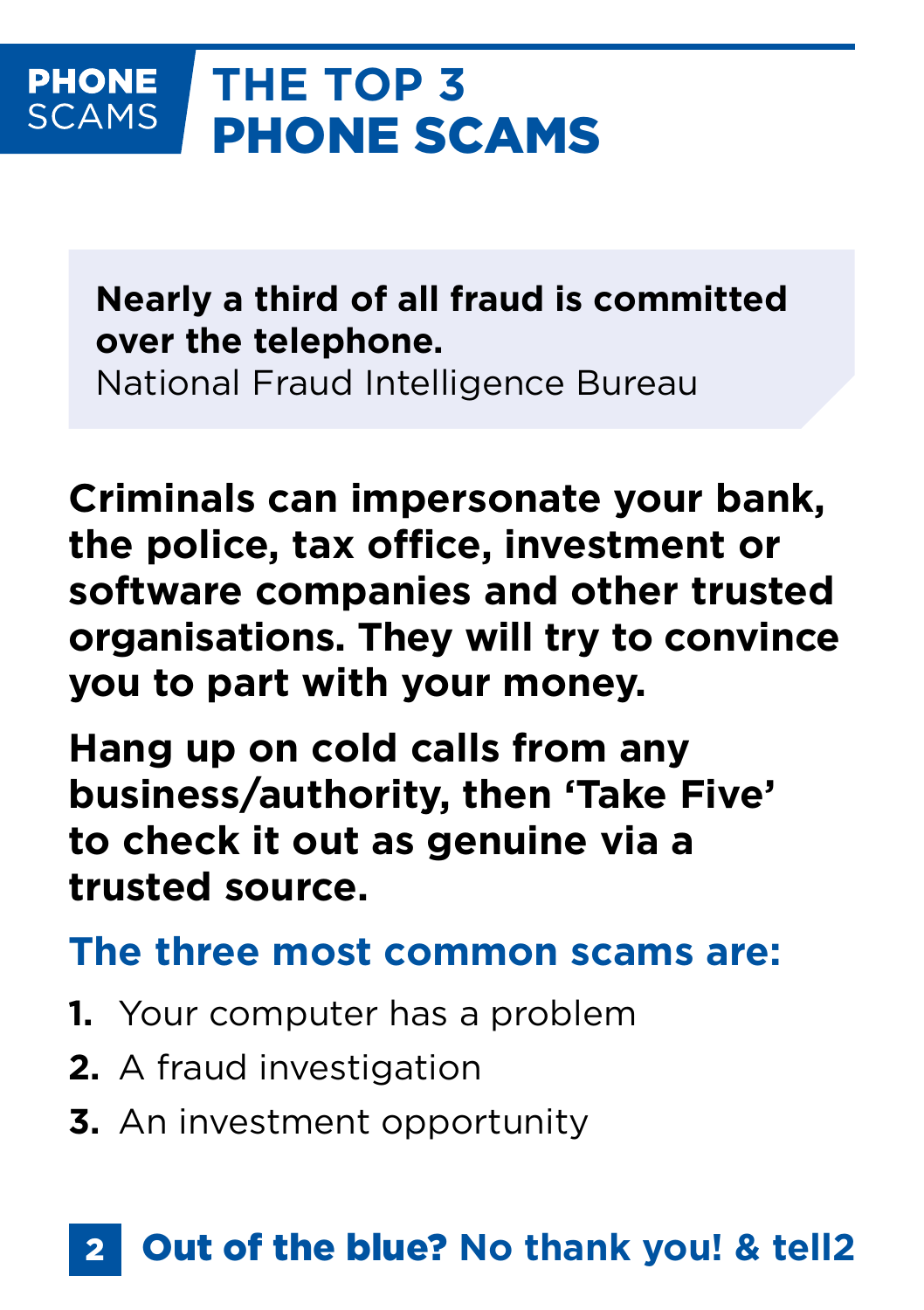PHONE SCAMS

# THE TOP 3 PHONE SCAMS

**Nearly a third of all fraud is committed over the telephone.**
National Fraud Intelligence Bureau

**Criminals can impersonate your bank, the police, tax office, investment or software companies and other trusted organisations. They will try to convince you to part with your money.**

**Hang up on cold calls from any business/authority, then 'Take Five' to check it out as genuine via a trusted source.**

## The three most common scams are:

1. Your computer has a problem
2. A fraud investigation
3. An investment opportunity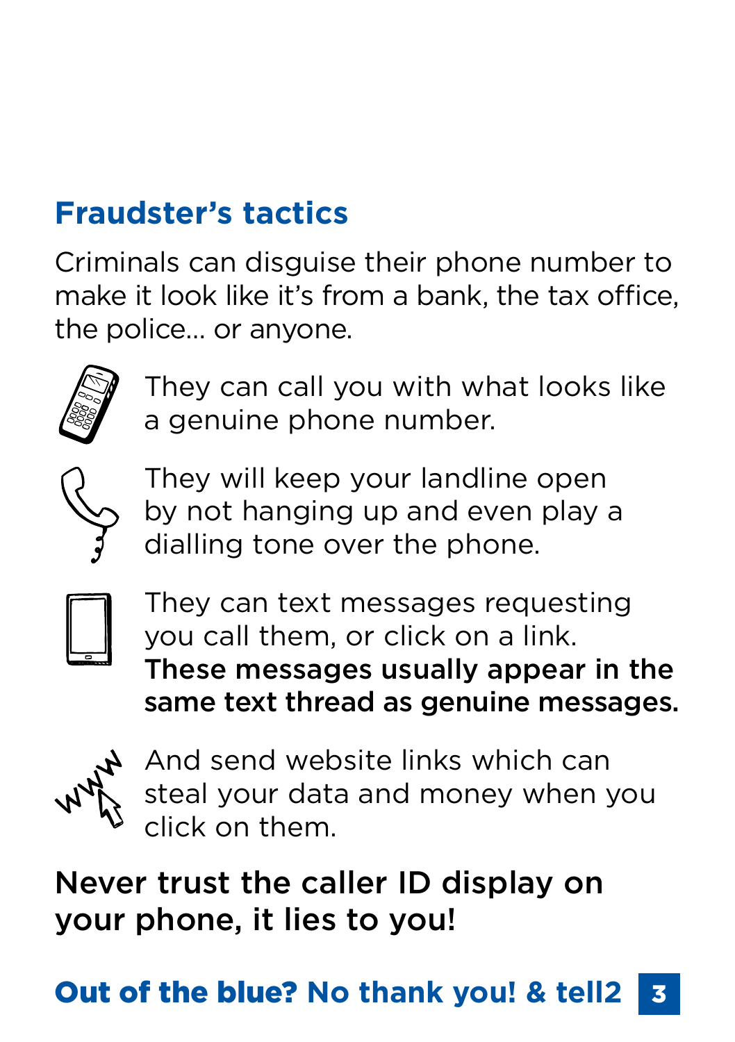## Fraudster's tactics

Criminals can disguise their phone number to make it look like it's from a bank, the tax office, the police... or anyone.

They can call you with what looks like a genuine phone number.

They will keep your landline open by not hanging up and even play a dialling tone over the phone.

They can text messages requesting you call them, or click on a link. **These messages usually appear in the same text thread as genuine messages.**

And send website links which can steal your data and money when you click on them.

**Never trust the caller ID display on your phone, it lies to you!**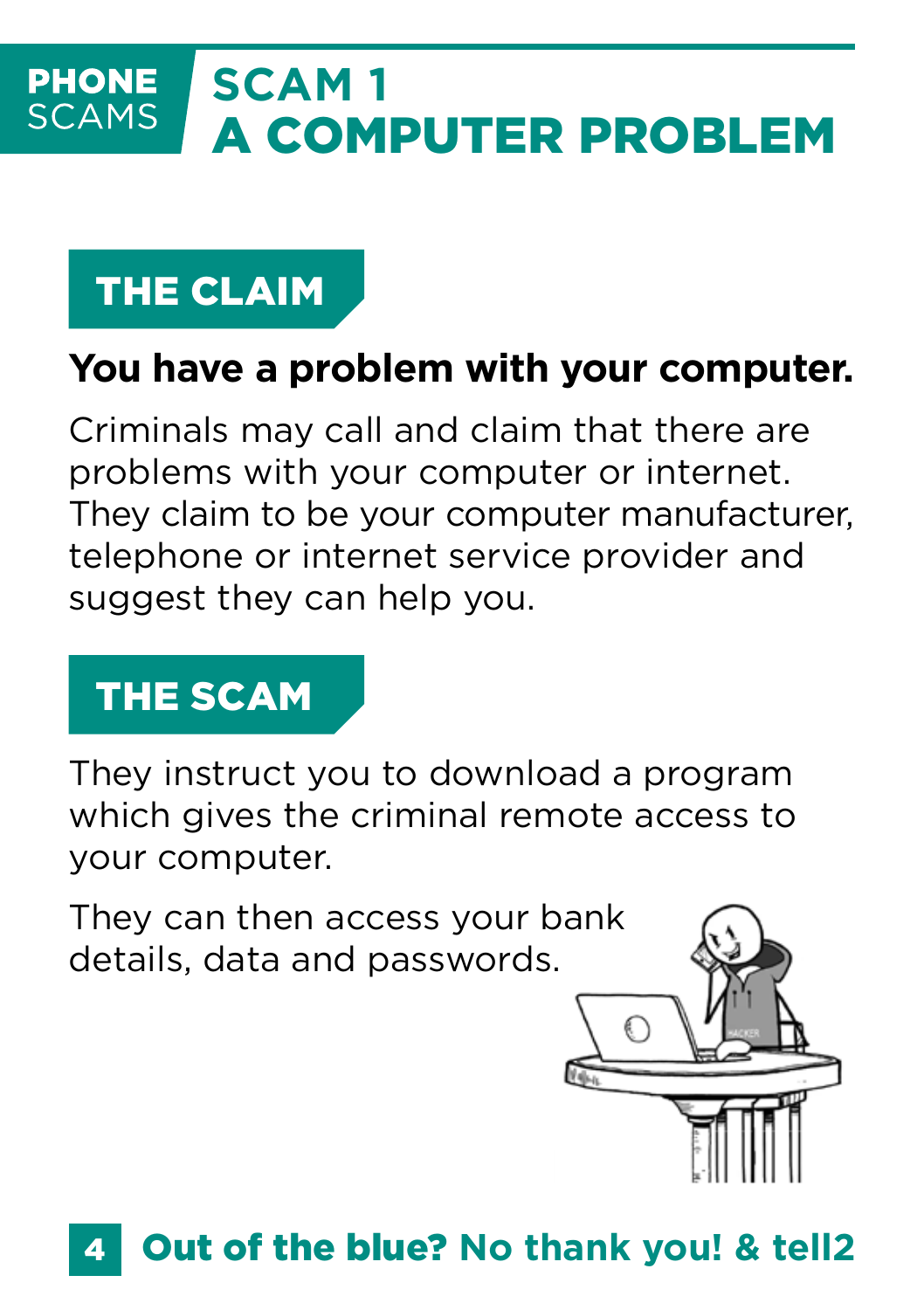PHONE SCAMS

# SCAM 1
# A COMPUTER PROBLEM

## THE CLAIM

**You have a problem with your computer.**

Criminals may call and claim that there are problems with your computer or internet. They claim to be your computer manufacturer, telephone or internet service provider and suggest they can help you.

## THE SCAM

They instruct you to download a program which gives the criminal remote access to your computer.

They can then access your bank details, data and passwords.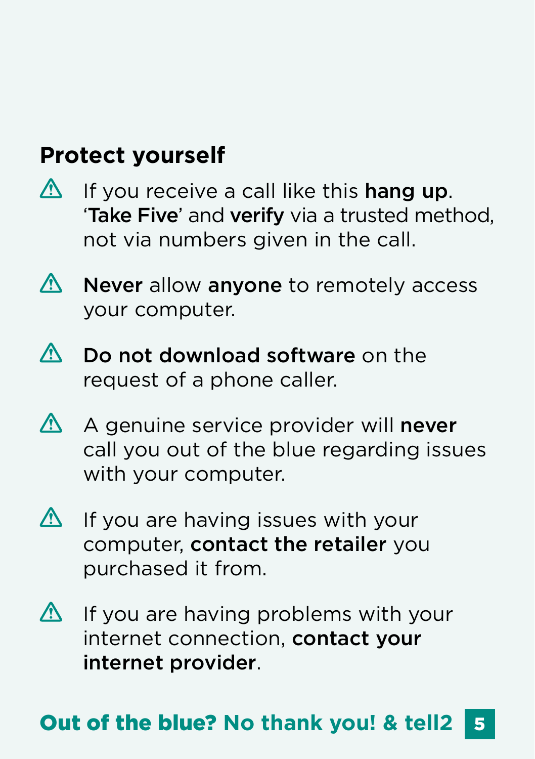## Protect yourself

- ⚠ If you receive a call like this **hang up**. '**Take Five**' and **verify** via a trusted method, not via numbers given in the call.
- ⚠ **Never** allow **anyone** to remotely access your computer.
- ⚠ **Do not download software** on the request of a phone caller.
- ⚠ A genuine service provider will **never** call you out of the blue regarding issues with your computer.
- ⚠ If you are having issues with your computer, **contact the retailer** you purchased it from.
- ⚠ If you are having problems with your internet connection, **contact your internet provider**.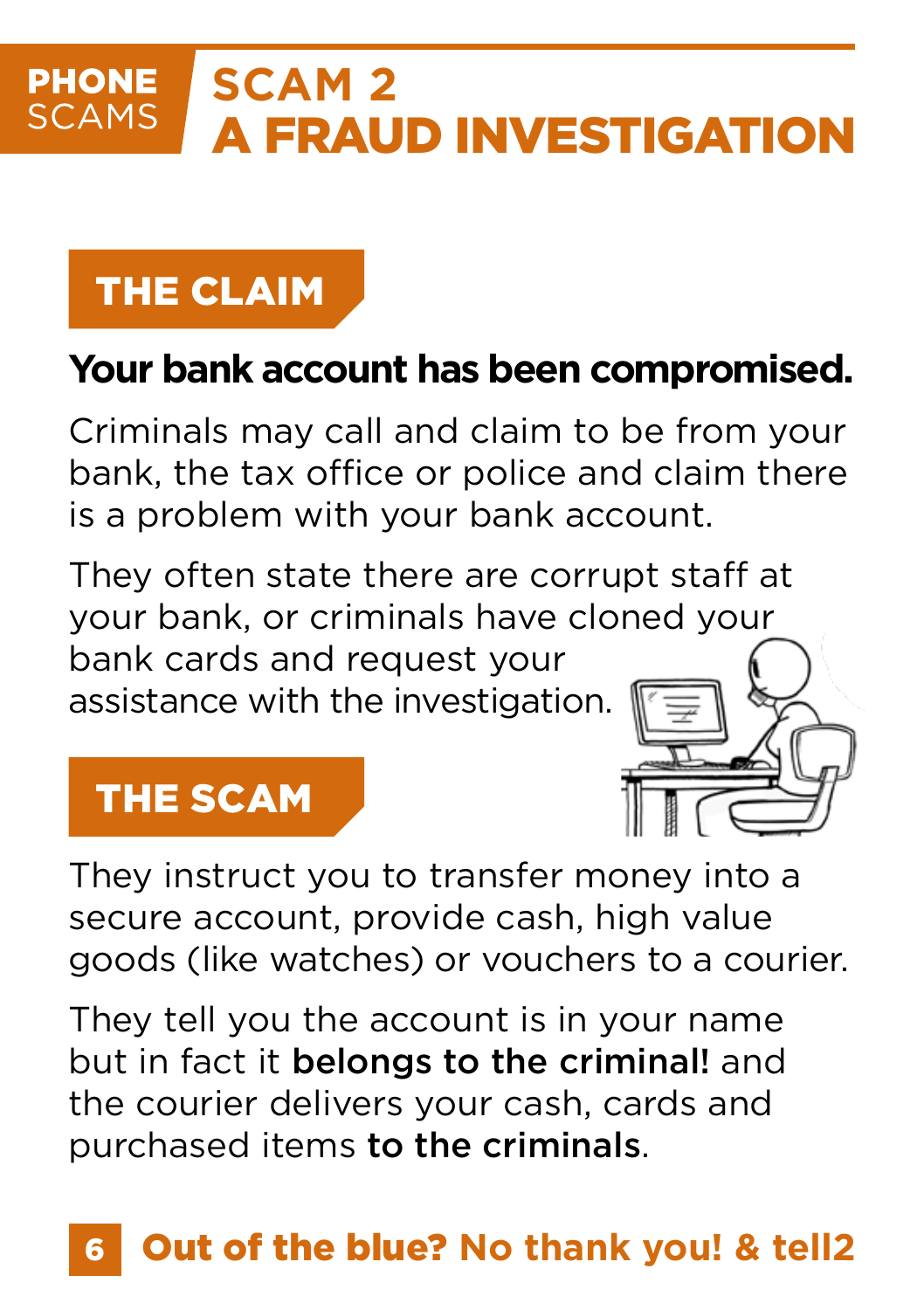PHONE SCAMS

# SCAM 2 A FRAUD INVESTIGATION

## THE CLAIM

**Your bank account has been compromised.**

Criminals may call and claim to be from your bank, the tax office or police and claim there is a problem with your bank account.

They often state there are corrupt staff at your bank, or criminals have cloned your bank cards and request your assistance with the investigation.

## THE SCAM

They instruct you to transfer money into a secure account, provide cash, high value goods (like watches) or vouchers to a courier.

They tell you the account is in your name but in fact it **belongs to the criminal!** and the courier delivers your cash, cards and purchased items **to the criminals**.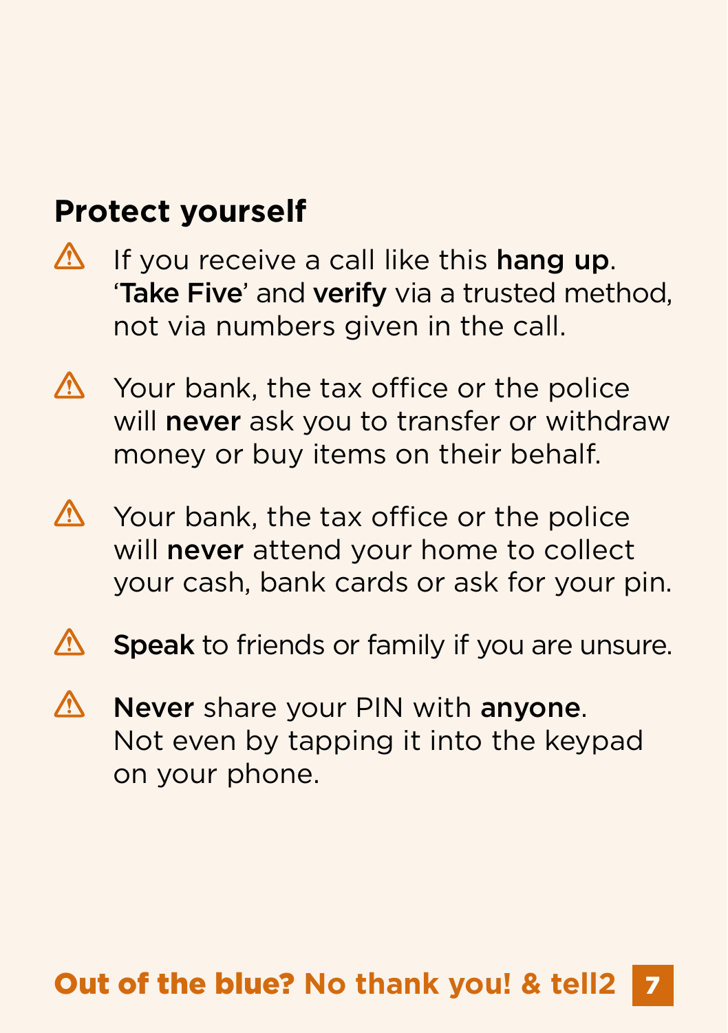## Protect yourself

- ⚠ If you receive a call like this **hang up**. '**Take Five**' and **verify** via a trusted method, not via numbers given in the call.
- ⚠ Your bank, the tax office or the police will **never** ask you to transfer or withdraw money or buy items on their behalf.
- ⚠ Your bank, the tax office or the police will **never** attend your home to collect your cash, bank cards or ask for your pin.
- ⚠ **Speak** to friends or family if you are unsure.
- ⚠ **Never** share your PIN with **anyone**. Not even by tapping it into the keypad on your phone.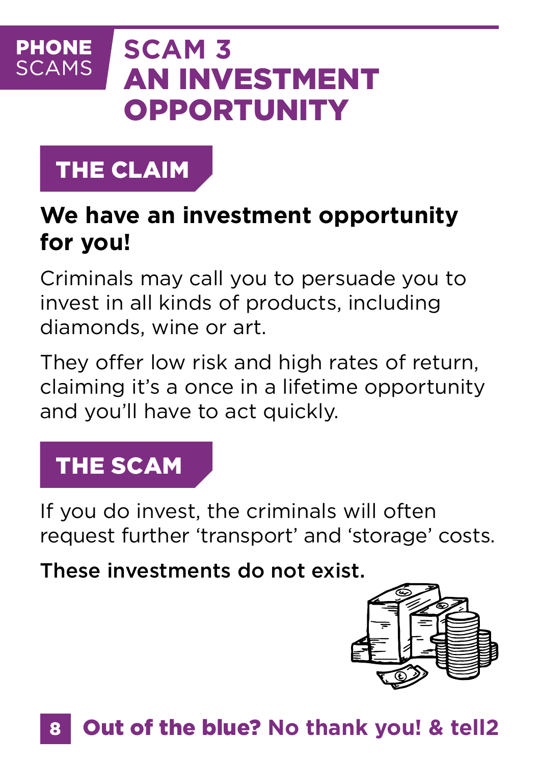PHONE SCAMS

# SCAM 3 AN INVESTMENT OPPORTUNITY

## THE CLAIM

**We have an investment opportunity for you!**

Criminals may call you to persuade you to invest in all kinds of products, including diamonds, wine or art.

They offer low risk and high rates of return, claiming it's a once in a lifetime opportunity and you'll have to act quickly.

## THE SCAM

If you do invest, the criminals will often request further 'transport' and 'storage' costs.

**These investments do not exist.**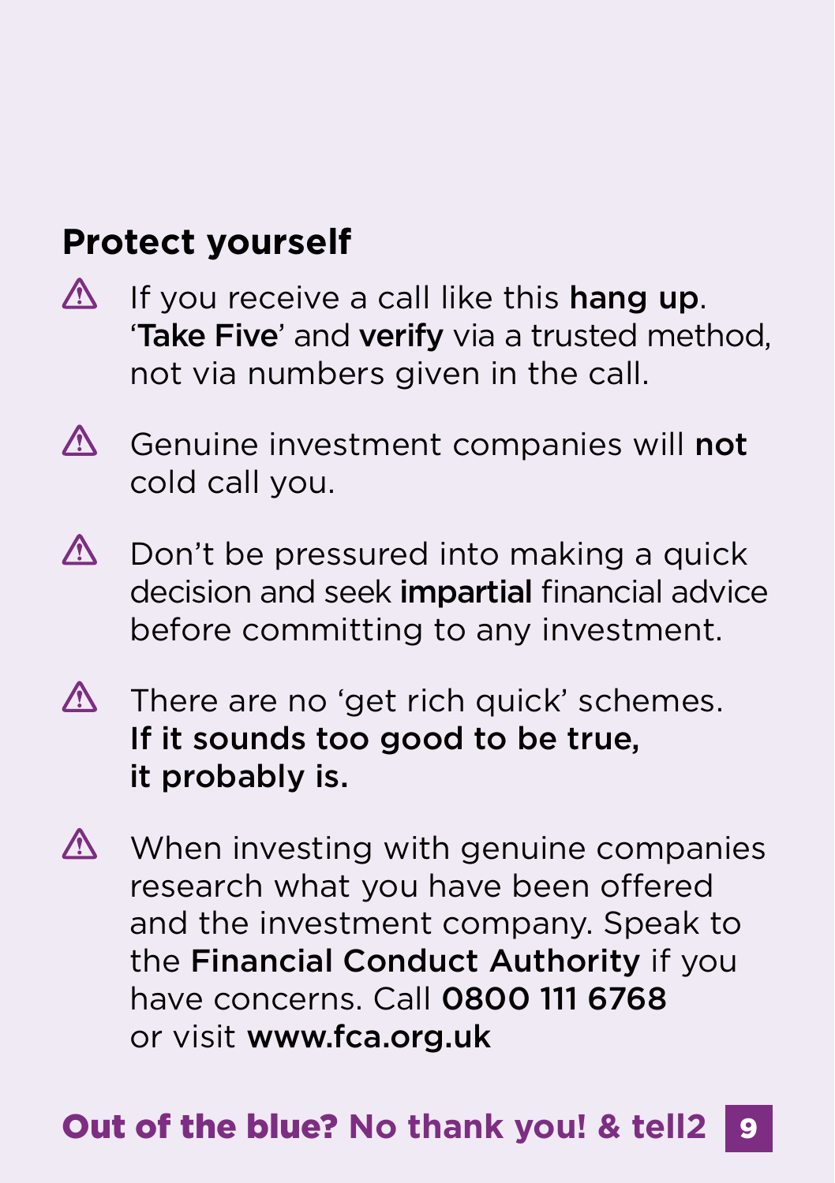## Protect yourself

- ⚠ If you receive a call like this **hang up**. '**Take Five**' and **verify** via a trusted method, not via numbers given in the call.

- ⚠ Genuine investment companies will **not** cold call you.

- ⚠ Don't be pressured into making a quick decision and seek **impartial** financial advice before committing to any investment.

- ⚠ There are no 'get rich quick' schemes. **If it sounds too good to be true, it probably is.**

- ⚠ When investing with genuine companies research what you have been offered and the investment company. Speak to the **Financial Conduct Authority** if you have concerns. Call **0800 111 6768** or visit **www.fca.org.uk**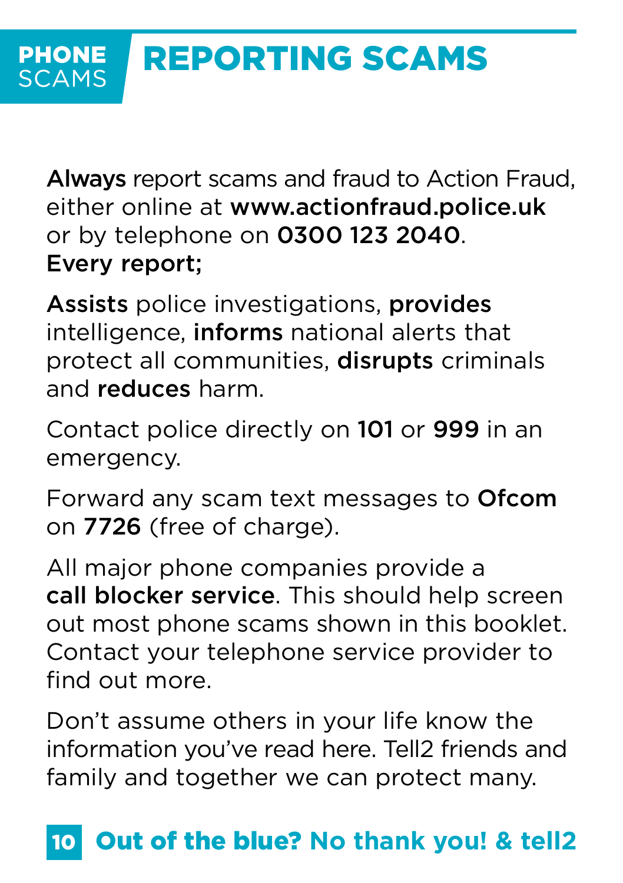**PHONE** SCAMS

# REPORTING SCAMS

**Always** report scams and fraud to Action Fraud, either online at **www.actionfraud.police.uk** or by telephone on **0300 123 2040**.
**Every report;**

**Assists** police investigations, **provides** intelligence, **informs** national alerts that protect all communities, **disrupts** criminals and **reduces** harm.

Contact police directly on **101** or **999** in an emergency.

Forward any scam text messages to **Ofcom** on **7726** (free of charge).

All major phone companies provide a **call blocker service**. This should help screen out most phone scams shown in this booklet. Contact your telephone service provider to find out more.

Don't assume others in your life know the information you've read here. Tell2 friends and family and together we can protect many.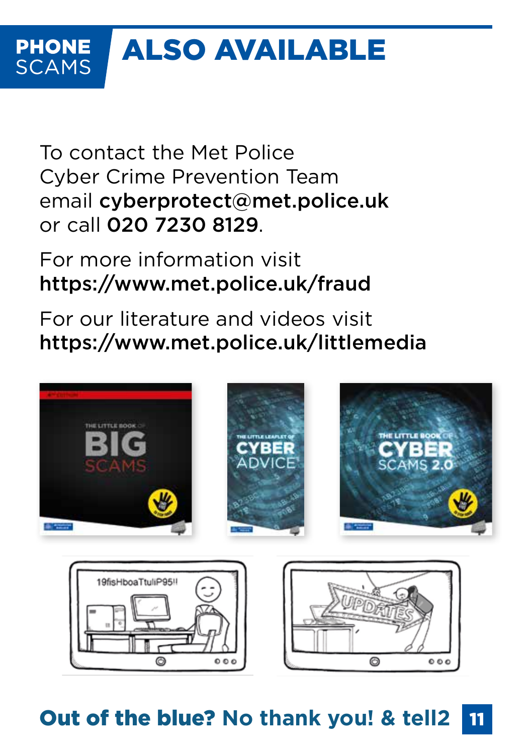# ALSO AVAILABLE

To contact the Met Police Cyber Crime Prevention Team email **cyberprotect@met.police.uk** or call **020 7230 8129**.

For more information visit **https://www.met.police.uk/fraud**

For our literature and videos visit **https://www.met.police.uk/littlemedia**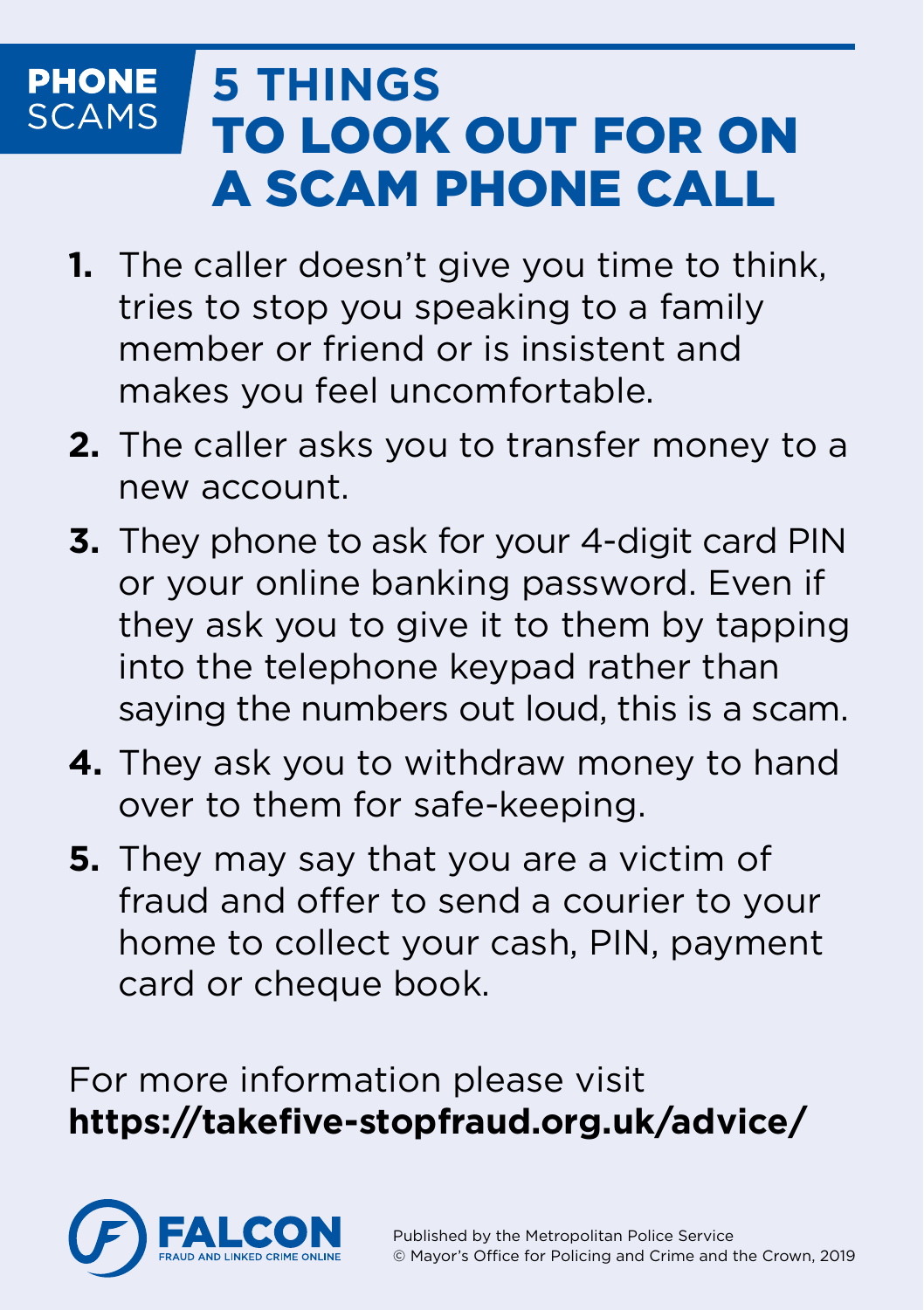**PHONE** SCAMS

# 5 THINGS TO LOOK OUT FOR ON A SCAM PHONE CALL

1. The caller doesn't give you time to think, tries to stop you speaking to a family member or friend or is insistent and makes you feel uncomfortable.
2. The caller asks you to transfer money to a new account.
3. They phone to ask for your 4-digit card PIN or your online banking password. Even if they ask you to give it to them by tapping into the telephone keypad rather than saying the numbers out loud, this is a scam.
4. They ask you to withdraw money to hand over to them for safe-keeping.
5. They may say that you are a victim of fraud and offer to send a courier to your home to collect your cash, PIN, payment card or cheque book.

For more information please visit
**https://takefive-stopfraud.org.uk/advice/**

FALCON
FRAUD AND LINKED CRIME ONLINE

Published by the Metropolitan Police Service
© Mayor's Office for Policing and Crime and the Crown, 2019